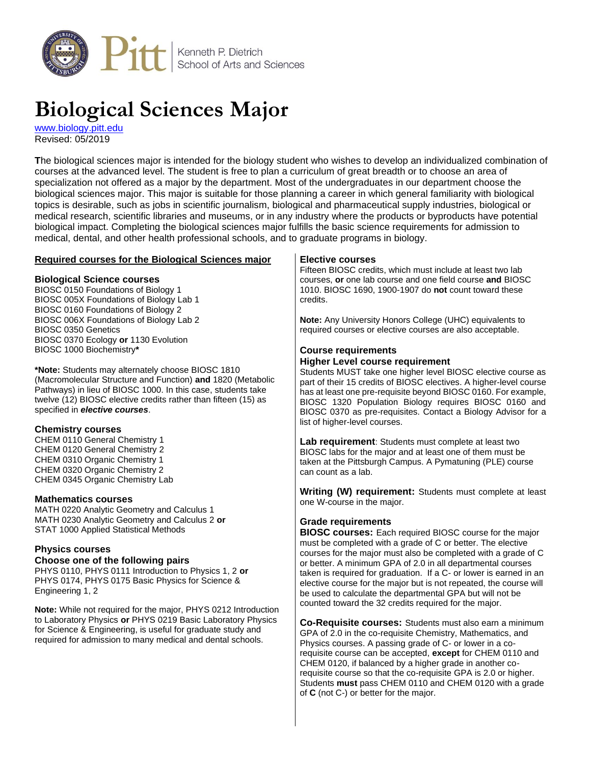Kenneth P. Dietrich School of Arts and Sciences

# Biological Sciences Major

www.biology.pitt.edu
Revised: 05/2019

The biological sciences major is intended for the biology student who wishes to develop an individualized combination of courses at the advanced level. The student is free to plan a curriculum of great breadth or to choose an area of specialization not offered as a major by the department. Most of the undergraduates in our department choose the biological sciences major. This major is suitable for those planning a career in which general familiarity with biological topics is desirable, such as jobs in scientific journalism, biological and pharmaceutical supply industries, biological or medical research, scientific libraries and museums, or in any industry where the products or byproducts have potential biological impact. Completing the biological sciences major fulfills the basic science requirements for admission to medical, dental, and other health professional schools, and to graduate programs in biology.

## Required courses for the Biological Sciences major

### Biological Science courses

BIOSC 0150 Foundations of Biology 1
BIOSC 005X Foundations of Biology Lab 1
BIOSC 0160 Foundations of Biology 2
BIOSC 006X Foundations of Biology Lab 2
BIOSC 0350 Genetics
BIOSC 0370 Ecology **or** 1130 Evolution
BIOSC 1000 Biochemistry**\***

**\*Note:** Students may alternately choose BIOSC 1810 (Macromolecular Structure and Function) **and** 1820 (Metabolic Pathways) in lieu of BIOSC 1000. In this case, students take twelve (12) BIOSC elective credits rather than fifteen (15) as specified in ***elective courses***.

### Chemistry courses

CHEM 0110 General Chemistry 1
CHEM 0120 General Chemistry 2
CHEM 0310 Organic Chemistry 1
CHEM 0320 Organic Chemistry 2
CHEM 0345 Organic Chemistry Lab

### Mathematics courses

MATH 0220 Analytic Geometry and Calculus 1
MATH 0230 Analytic Geometry and Calculus 2 **or**
STAT 1000 Applied Statistical Methods

### Physics courses

#### Choose one of the following pairs

PHYS 0110, PHYS 0111 Introduction to Physics 1, 2 **or**
PHYS 0174, PHYS 0175 Basic Physics for Science & Engineering 1, 2

**Note:** While not required for the major, PHYS 0212 Introduction to Laboratory Physics **or** PHYS 0219 Basic Laboratory Physics for Science & Engineering, is useful for graduate study and required for admission to many medical and dental schools.

### Elective courses

Fifteen BIOSC credits, which must include at least two lab courses, **or** one lab course and one field course **and** BIOSC 1010. BIOSC 1690, 1900-1907 do **not** count toward these credits.

**Note:** Any University Honors College (UHC) equivalents to required courses or elective courses are also acceptable.

### Course requirements

#### Higher Level course requirement

Students MUST take one higher level BIOSC elective course as part of their 15 credits of BIOSC electives. A higher-level course has at least one pre-requisite beyond BIOSC 0160. For example, BIOSC 1320 Population Biology requires BIOSC 0160 and BIOSC 0370 as pre-requisites. Contact a Biology Advisor for a list of higher-level courses.

**Lab requirement**: Students must complete at least two BIOSC labs for the major and at least one of them must be taken at the Pittsburgh Campus. A Pymatuning (PLE) course can count as a lab.

**Writing (W) requirement:** Students must complete at least one W-course in the major.

### Grade requirements

**BIOSC courses:** Each required BIOSC course for the major must be completed with a grade of C or better. The elective courses for the major must also be completed with a grade of C or better. A minimum GPA of 2.0 in all departmental courses taken is required for graduation. If a C- or lower is earned in an elective course for the major but is not repeated, the course will be used to calculate the departmental GPA but will not be counted toward the 32 credits required for the major.

**Co-Requisite courses:** Students must also earn a minimum GPA of 2.0 in the co-requisite Chemistry, Mathematics, and Physics courses. A passing grade of C- or lower in a co-requisite course can be accepted, **except** for CHEM 0110 and CHEM 0120, if balanced by a higher grade in another co-requisite course so that the co-requisite GPA is 2.0 or higher. Students **must** pass CHEM 0110 and CHEM 0120 with a grade of **C** (not C-) or better for the major.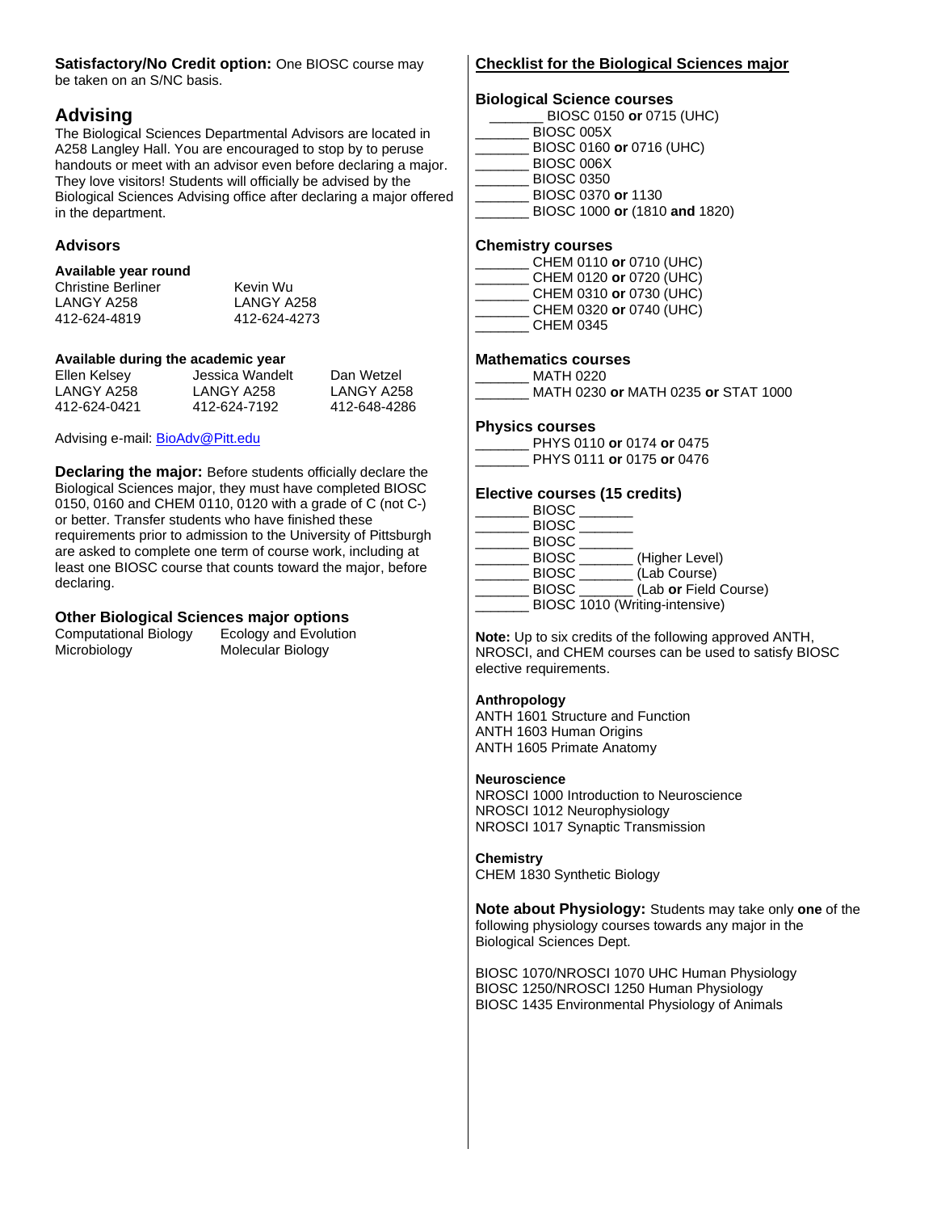**Satisfactory/No Credit option:** One BIOSC course may be taken on an S/NC basis.

## Advising

The Biological Sciences Departmental Advisors are located in A258 Langley Hall. You are encouraged to stop by to peruse handouts or meet with an advisor even before declaring a major. They love visitors! Students will officially be advised by the Biological Sciences Advising office after declaring a major offered in the department.

### Advisors

**Available year round**

| | |
|---|---|
| Christine Berliner<br>LANGY A258<br>412-624-4819 | Kevin Wu<br>LANGY A258<br>412-624-4273 |

**Available during the academic year**

| | | |
|---|---|---|
| Ellen Kelsey<br>LANGY A258<br>412-624-0421 | Jessica Wandelt<br>LANGY A258<br>412-624-7192 | Dan Wetzel<br>LANGY A258<br>412-648-4286 |

Advising e-mail: BioAdv@Pitt.edu

**Declaring the major:** Before students officially declare the Biological Sciences major, they must have completed BIOSC 0150, 0160 and CHEM 0110, 0120 with a grade of C (not C-) or better. Transfer students who have finished these requirements prior to admission to the University of Pittsburgh are asked to complete one term of course work, including at least one BIOSC course that counts toward the major, before declaring.

### Other Biological Sciences major options

| | |
|---|---|
| Computational Biology | Ecology and Evolution |
| Microbiology | Molecular Biology |

## Checklist for the Biological Sciences major

### Biological Science courses

_______ BIOSC 0150 **or** 0715 (UHC)
_______ BIOSC 005X
_______ BIOSC 0160 **or** 0716 (UHC)
_______ BIOSC 006X
_______ BIOSC 0350
_______ BIOSC 0370 **or** 1130
_______ BIOSC 1000 **or** (1810 **and** 1820)

### Chemistry courses

_______ CHEM 0110 **or** 0710 (UHC)
_______ CHEM 0120 **or** 0720 (UHC)
_______ CHEM 0310 **or** 0730 (UHC)
_______ CHEM 0320 **or** 0740 (UHC)
_______ CHEM 0345

### Mathematics courses

_______ MATH 0220
_______ MATH 0230 **or** MATH 0235 **or** STAT 1000

### Physics courses

_______ PHYS 0110 **or** 0174 **or** 0475
_______ PHYS 0111 **or** 0175 **or** 0476

### Elective courses (15 credits)

_______ BIOSC _______
_______ BIOSC _______
_______ BIOSC _______
_______ BIOSC _______ (Higher Level)
_______ BIOSC _______ (Lab Course)
_______ BIOSC _______ (Lab **or** Field Course)
_______ BIOSC 1010 (Writing-intensive)

**Note:** Up to six credits of the following approved ANTH, NROSCI, and CHEM courses can be used to satisfy BIOSC elective requirements.

**Anthropology**
ANTH 1601 Structure and Function
ANTH 1603 Human Origins
ANTH 1605 Primate Anatomy

**Neuroscience**
NROSCI 1000 Introduction to Neuroscience
NROSCI 1012 Neurophysiology
NROSCI 1017 Synaptic Transmission

**Chemistry**
CHEM 1830 Synthetic Biology

**Note about Physiology:** Students may take only **one** of the following physiology courses towards any major in the Biological Sciences Dept.

BIOSC 1070/NROSCI 1070 UHC Human Physiology
BIOSC 1250/NROSCI 1250 Human Physiology
BIOSC 1435 Environmental Physiology of Animals